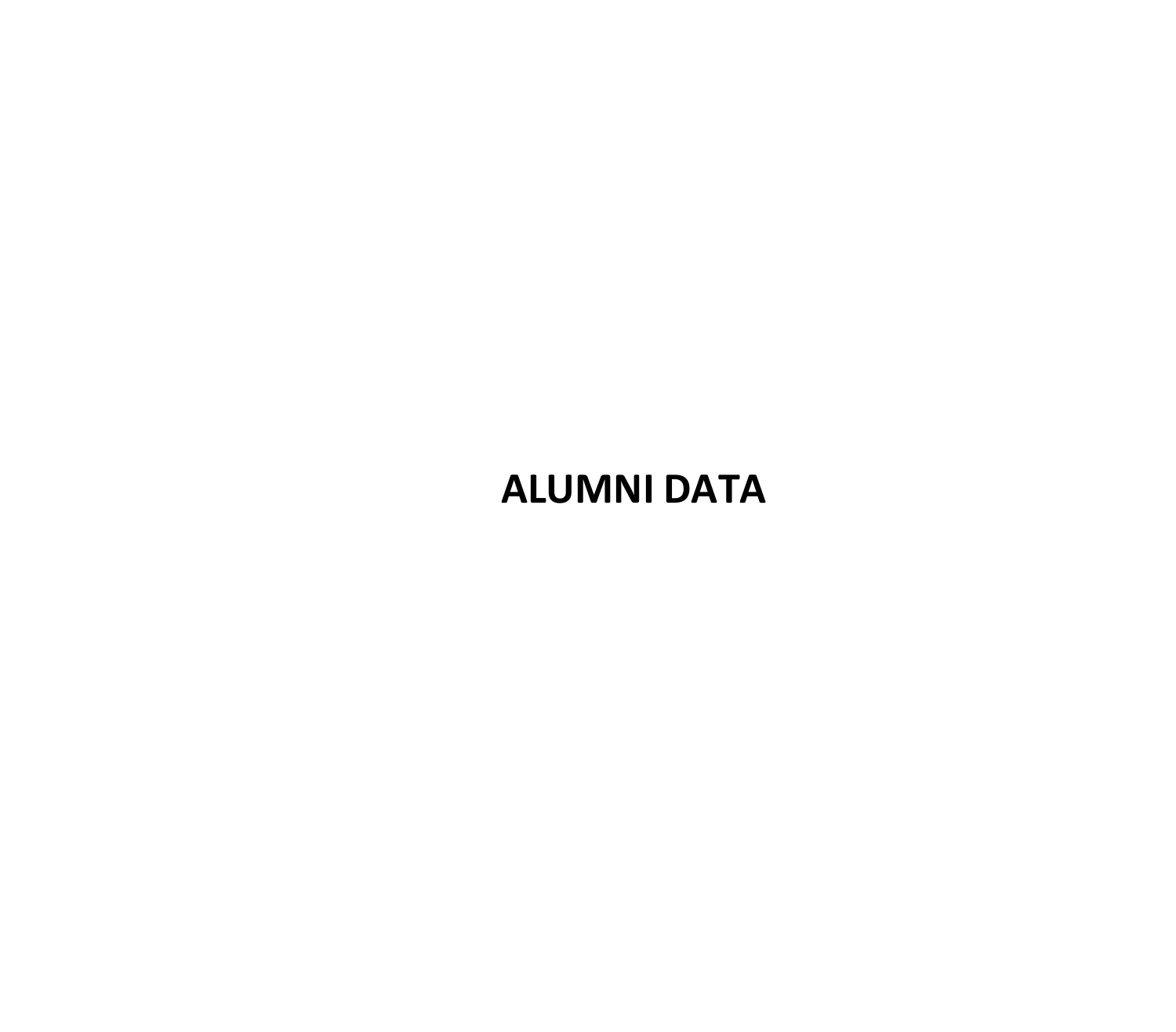# ALUMNI DATA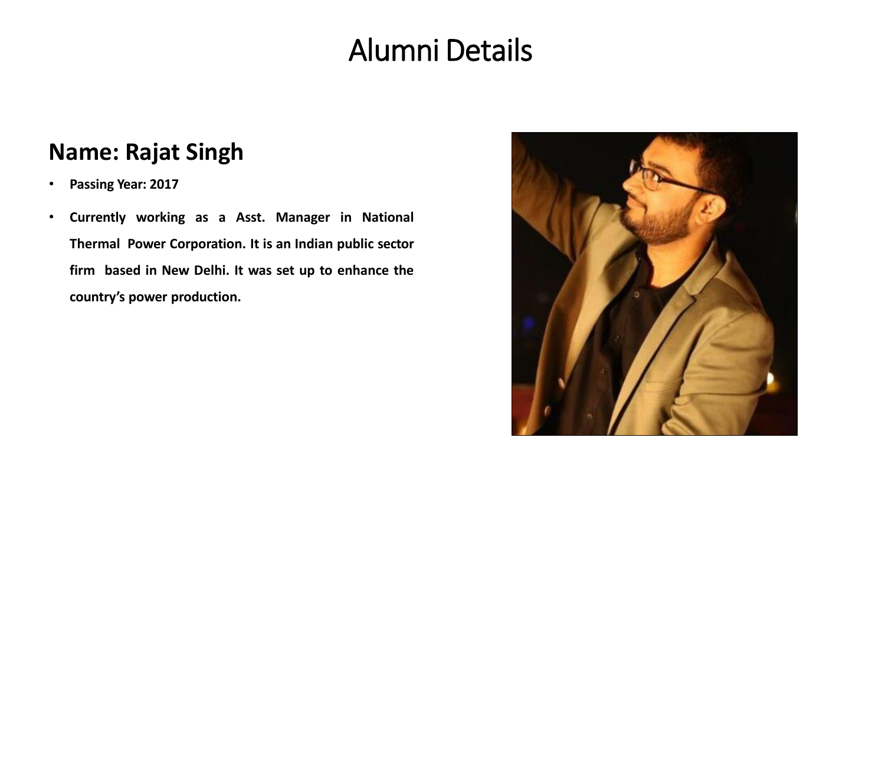# Alumni Details

## Name: Rajat Singh

- **Passing Year: 2017**
- **Currently working as a Asst. Manager in National Thermal Power Corporation. It is an Indian public sector firm based in New Delhi. It was set up to enhance the country's power production.**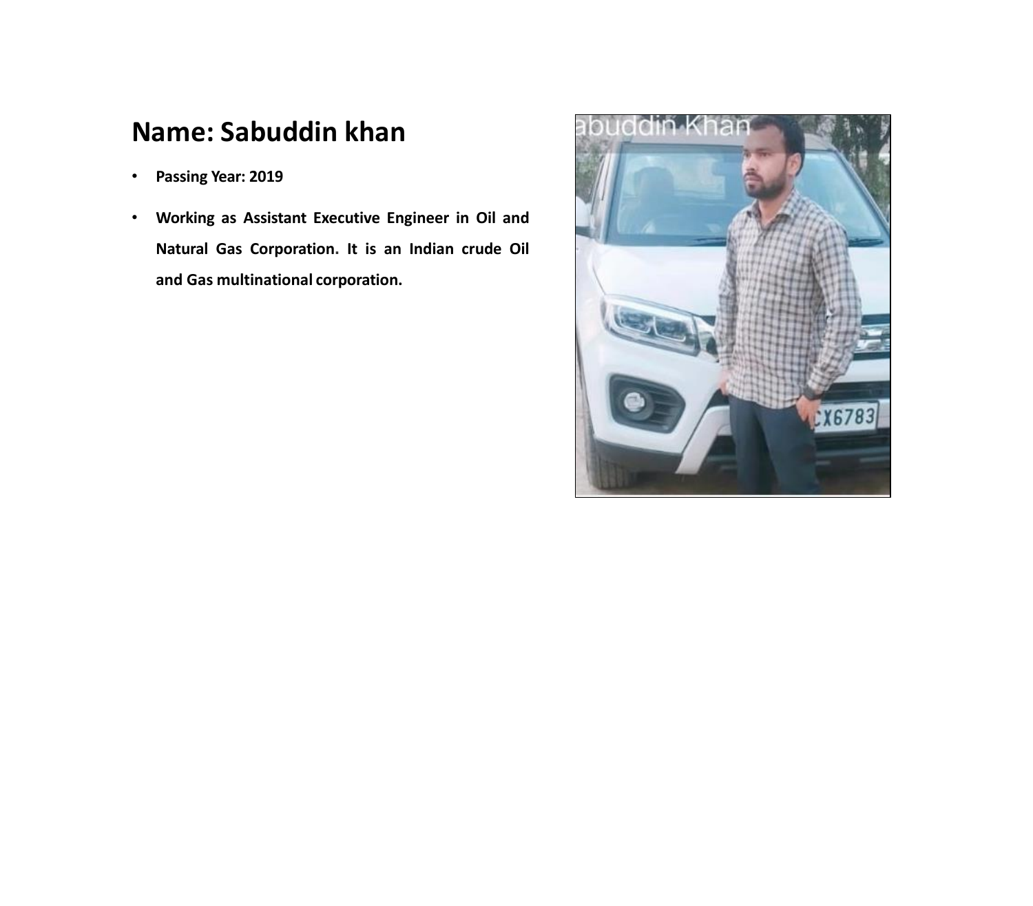# Name: Sabuddin khan

- **Passing Year: 2019**
- **Working as Assistant Executive Engineer in Oil and Natural Gas Corporation. It is an Indian crude Oil and Gas multinational corporation.**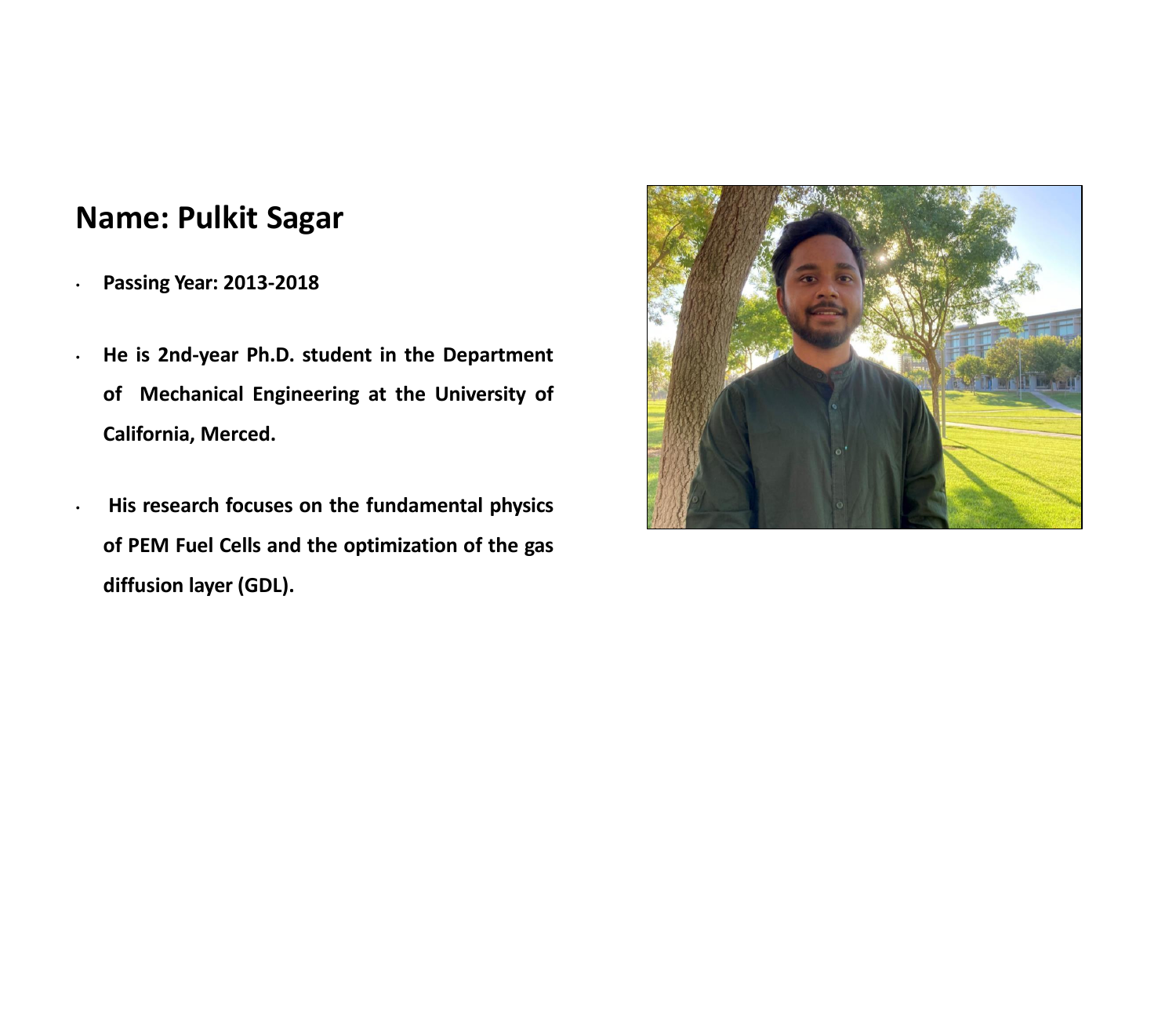## Name: Pulkit Sagar

- **Passing Year: 2013-2018**
- **He is 2nd-year Ph.D. student in the Department of Mechanical Engineering at the University of California, Merced.**
- **His research focuses on the fundamental physics of PEM Fuel Cells and the optimization of the gas diffusion layer (GDL).**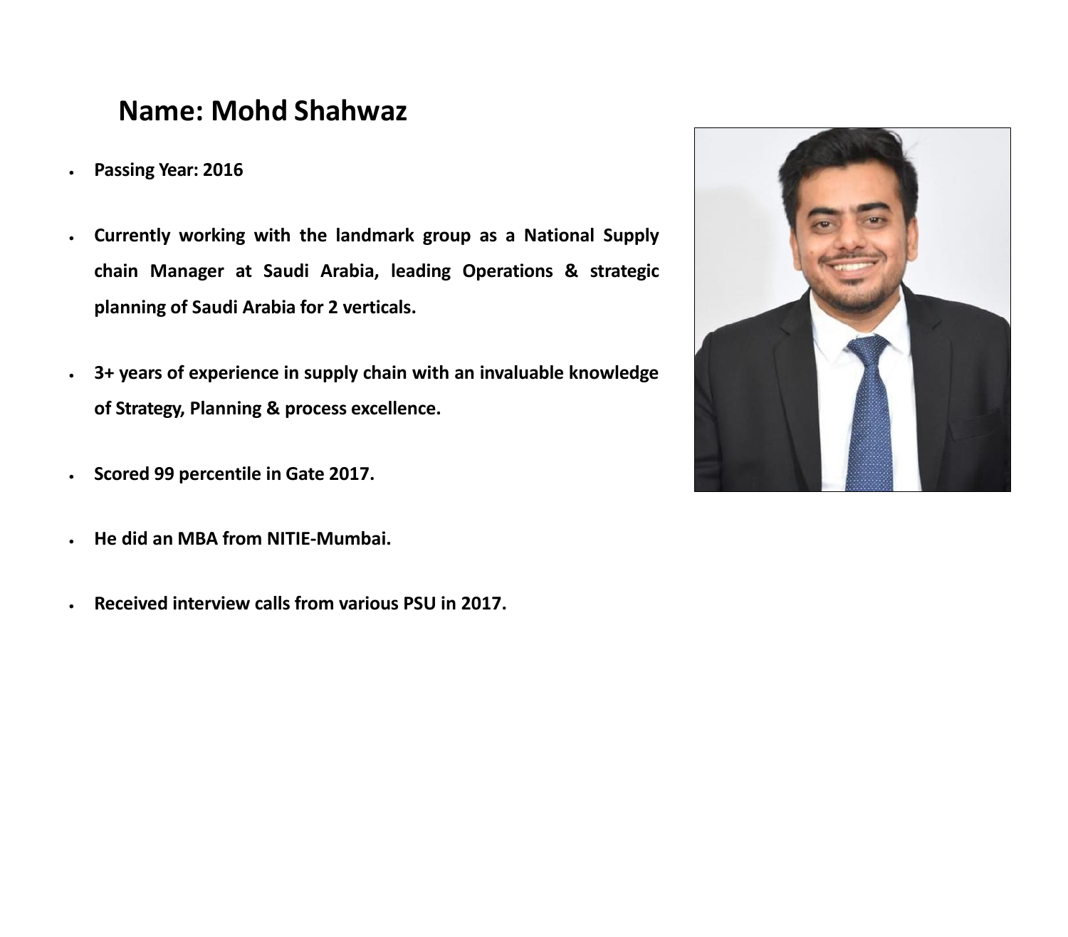# Name: Mohd Shahwaz

- **Passing Year: 2016**
- **Currently working with the landmark group as a National Supply chain Manager at Saudi Arabia, leading Operations & strategic planning of Saudi Arabia for 2 verticals.**
- **3+ years of experience in supply chain with an invaluable knowledge of Strategy, Planning & process excellence.**
- **Scored 99 percentile in Gate 2017.**
- **He did an MBA from NITIE-Mumbai.**
- **Received interview calls from various PSU in 2017.**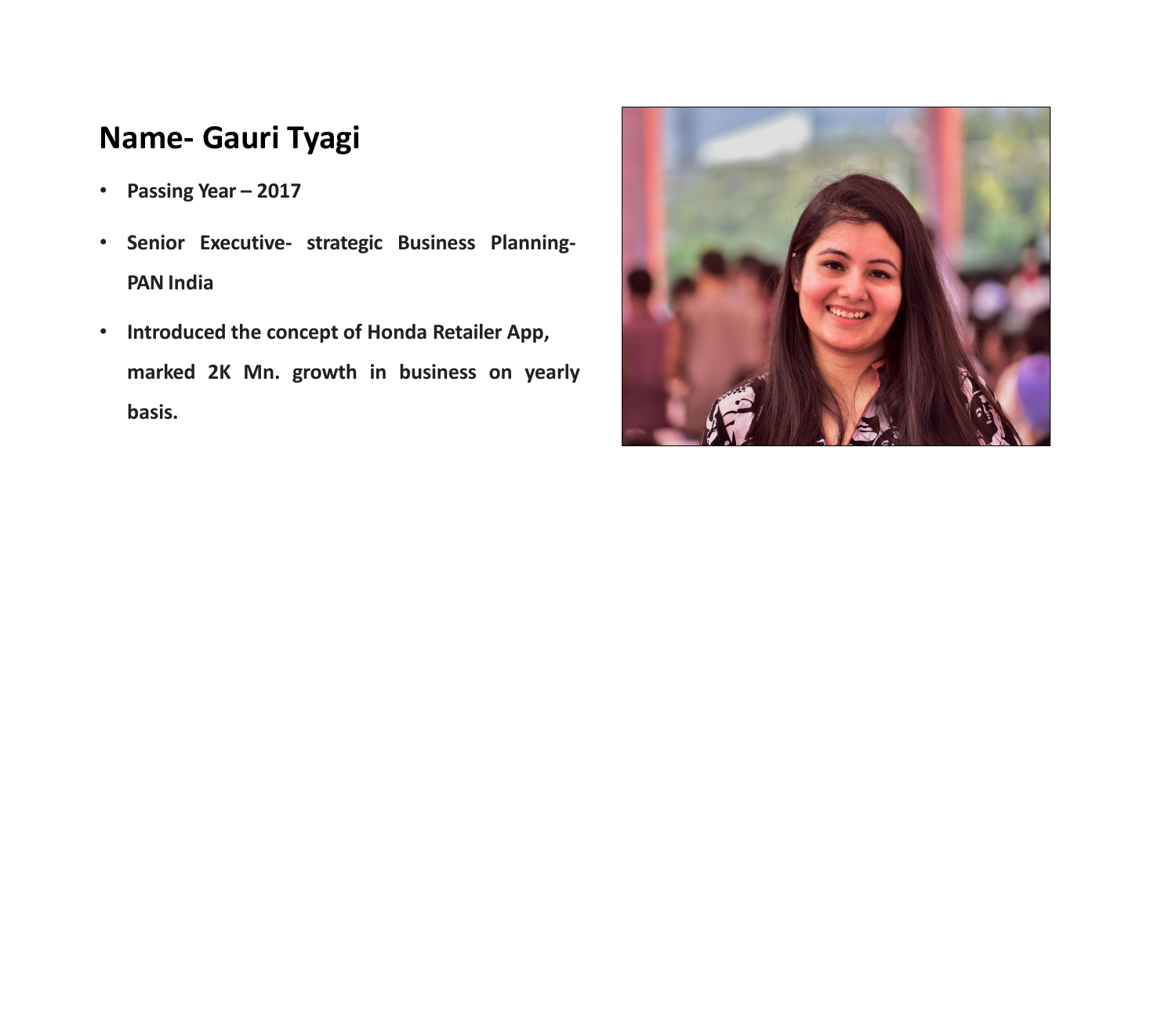# Name- Gauri Tyagi

- **Passing Year – 2017**
- **Senior Executive- strategic Business Planning-PAN India**
- **Introduced the concept of Honda Retailer App, marked 2K Mn. growth in business on yearly basis.**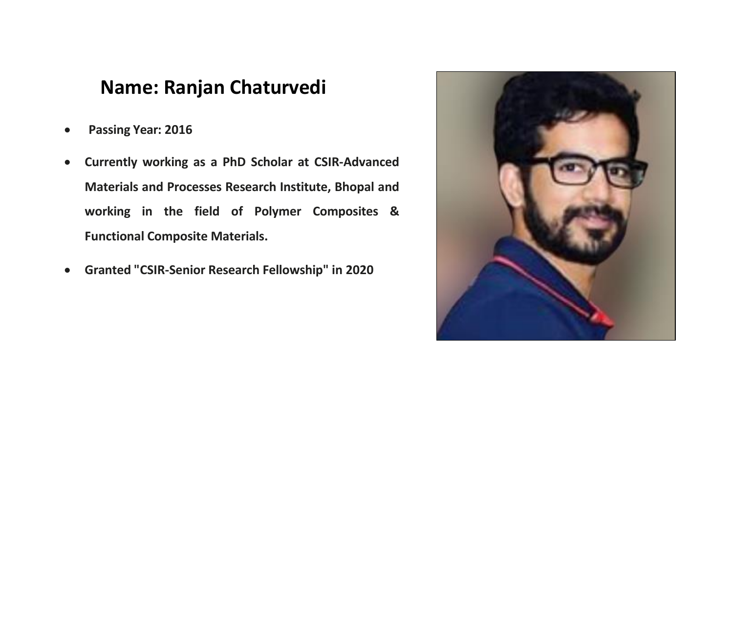## Name: Ranjan Chaturvedi

- **Passing Year: 2016**
- **Currently working as a PhD Scholar at CSIR-Advanced Materials and Processes Research Institute, Bhopal and working in the field of Polymer Composites & Functional Composite Materials.**
- **Granted "CSIR-Senior Research Fellowship" in 2020**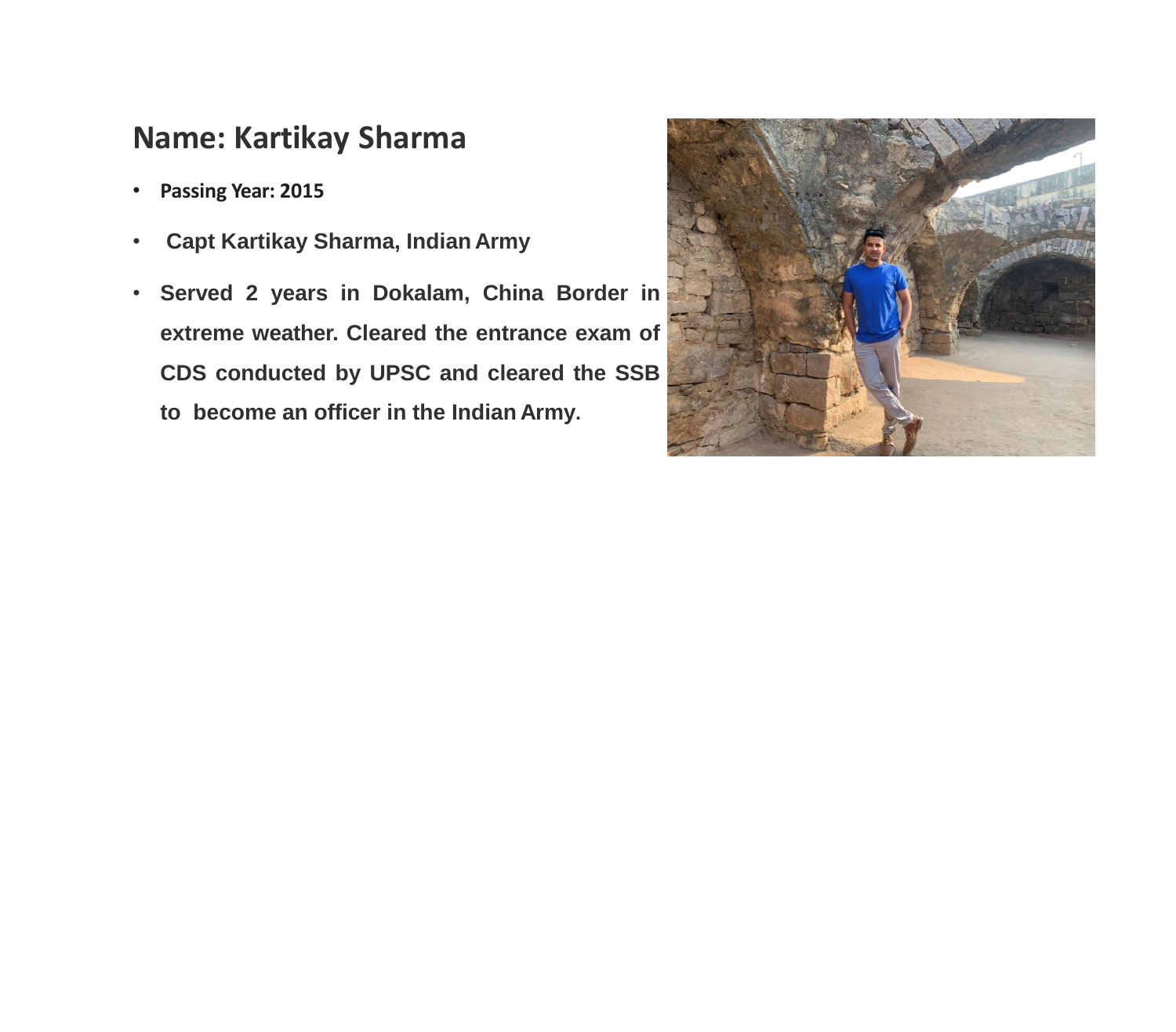## Name: Kartikay Sharma

- **Passing Year: 2015**
- **Capt Kartikay Sharma, Indian Army**
- **Served 2 years in Dokalam, China Border in extreme weather. Cleared the entrance exam of CDS conducted by UPSC and cleared the SSB to become an officer in the Indian Army.**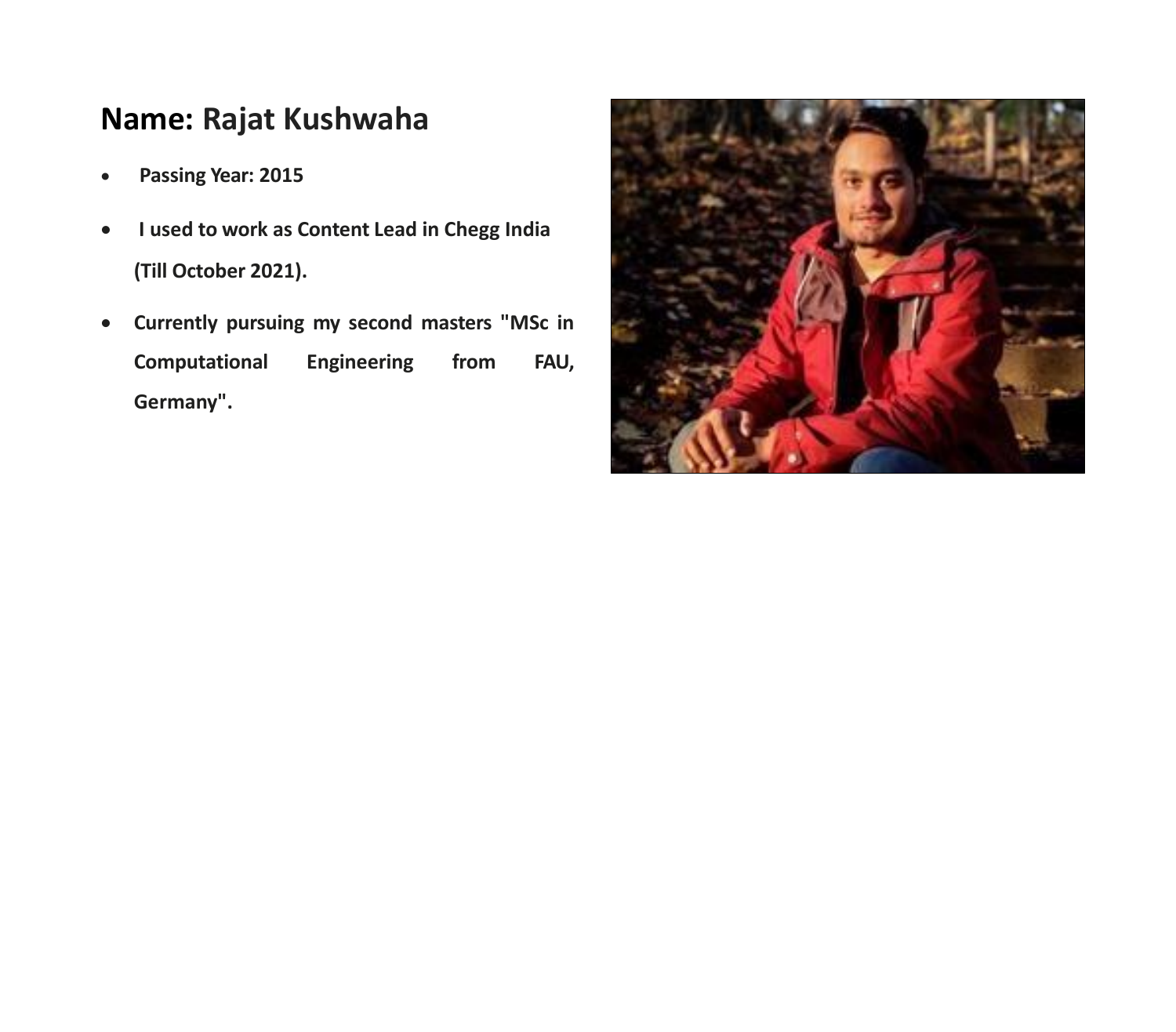**Name:** **Rajat Kushwaha**

- **Passing Year: 2015**
- **I used to work as Content Lead in Chegg India (Till October 2021).**
- **Currently pursuing my second masters "MSc in Computational Engineering from FAU, Germany".**